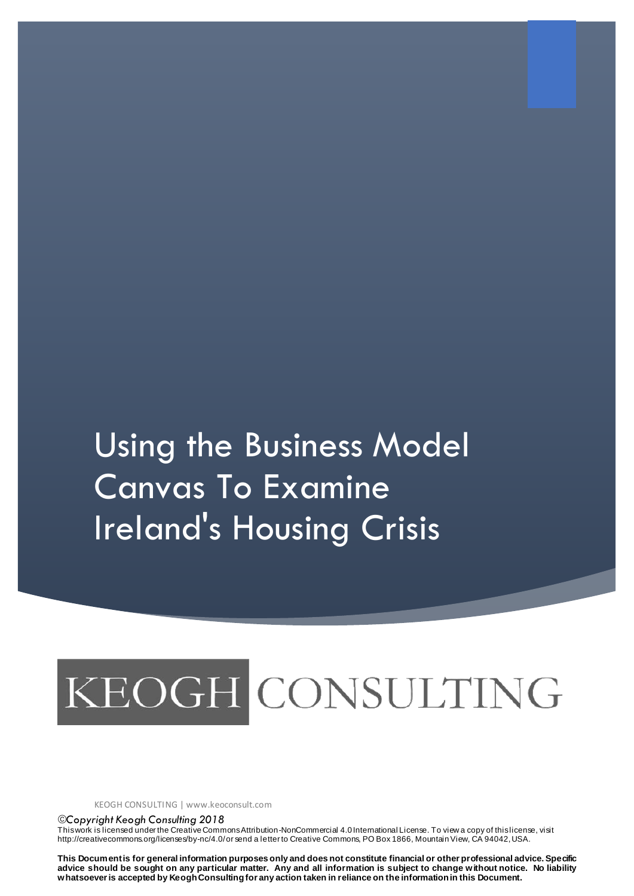# Using the Business Model Canvas To Examine Ireland's Housing Crisis

KEOGH CONSULTING

KEOGH CONSULTING | www.keoconsult.com

*©Copyright Keogh Consulting 2018*

This work is licensed under the Creative Commons Attribution-NonCommercial 4.0 International License. To view a copy of this license, visit http://creativecommons.org/licenses/by-nc/4.0/ or send a letter to Creative Commons, PO Box 1866, Mountain View, CA 94042, USA.

**This Document is for general information purposes only and does not constitute financial or other professional advice. Specific advice should be sought on any particular matter. Any and all information is subject to change without notice. No liability whatsoever is accepted by Keogh Consulting for any action taken in reliance on the information in this Document.**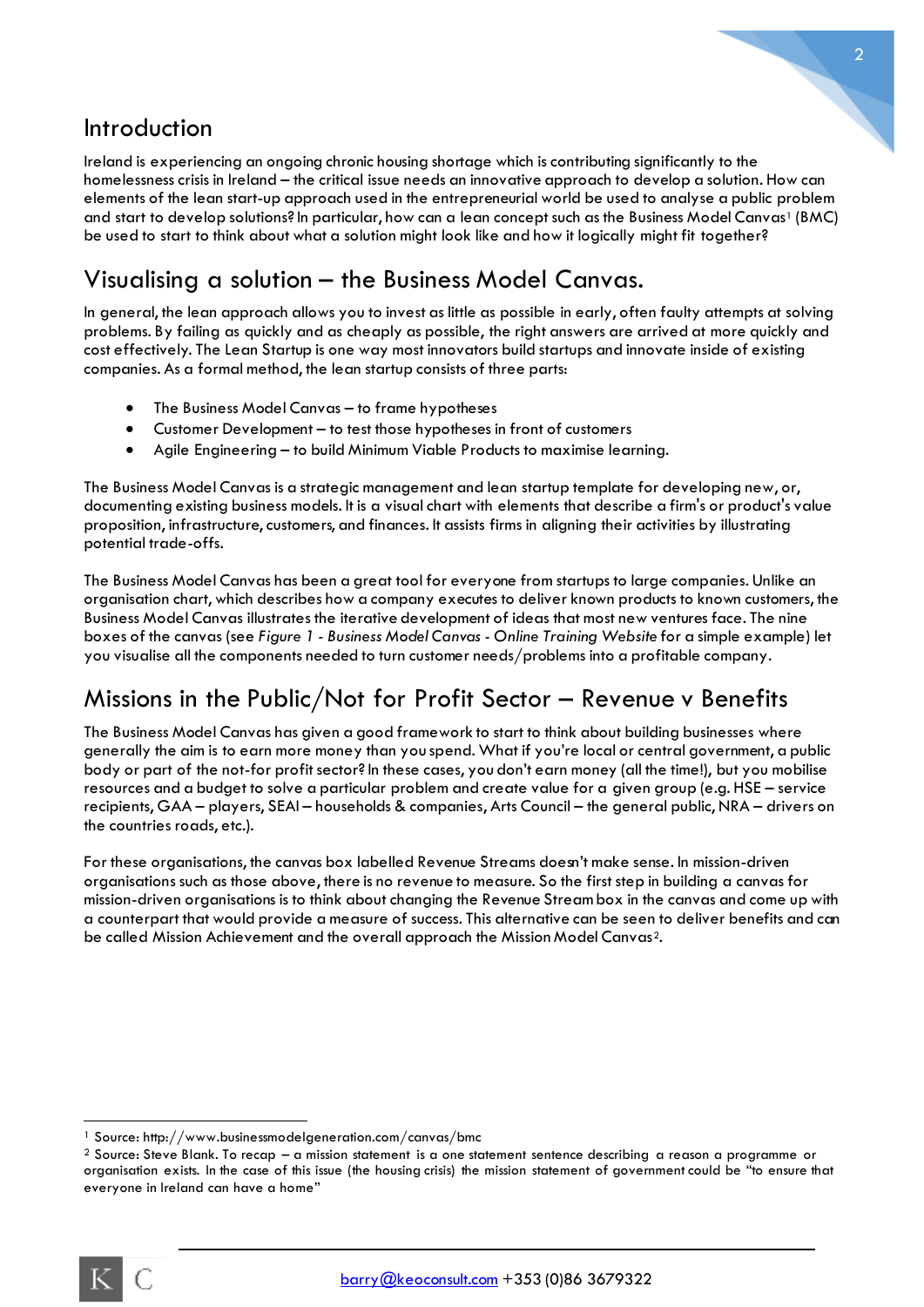## Introduction

Ireland is experiencing an ongoing chronic housing shortage which is contributing significantly to the homelessness crisis in Ireland – the critical issue needs an innovative approach to develop a solution. How can elements of the lean start-up approach used in the entrepreneurial world be used to analyse a public problem and start to develop solutions? In particular, how can a lean concept such as the Business Model Canvas[1] (BMC) be used to start to think about what a solution might look like and how it logically might fit together?

## Visualising a solution – the Business Model Canvas.

In general, the lean approach allows you to invest as little as possible in early, often faulty attempts at solving problems. By failing as quickly and as cheaply as possible, the right answers are arrived at more quickly and cost effectively. The Lean Startup is one way most innovators build startups and innovate inside of existing companies. As a formal method, the lean startup consists of three parts:

- The Business Model Canvas – to frame hypotheses
- Customer Development – to test those hypotheses in front of customers
- Agile Engineering – to build Minimum Viable Products to maximise learning.

The Business Model Canvas is a strategic management and lean startup template for developing new, or, documenting existing business models. It is a visual chart with elements that describe a firm's or product's value proposition, infrastructure, customers, and finances. It assists firms in aligning their activities by illustrating potential trade-offs.

The Business Model Canvas has been a great tool for everyone from startups to large companies. Unlike an organisation chart, which describes how a company executes to deliver known products to known customers, the Business Model Canvas illustrates the iterative development of ideas that most new ventures face. The nine boxes of the canvas (see *Figure 1 - Business Model Canvas - Online Training Website* for a simple example) let you visualise all the components needed to turn customer needs/problems into a profitable company.

## Missions in the Public/Not for Profit Sector – Revenue v Benefits

The Business Model Canvas has given a good framework to start to think about building businesses where generally the aim is to earn more money than you spend. What if you're local or central government, a public body or part of the not-for profit sector? In these cases, you don't earn money (all the time!), but you mobilise resources and a budget to solve a particular problem and create value for a given group (e.g. HSE – service recipients, GAA – players, SEAI – households & companies, Arts Council – the general public, NRA – drivers on the countries roads, etc.).

For these organisations, the canvas box labelled Revenue Streams doesn't make sense. In mission-driven organisations such as those above, there is no revenue to measure. So the first step in building a canvas for mission-driven organisations is to think about changing the Revenue Stream box in the canvas and come up with a counterpart that would provide a measure of success. This alternative can be seen to deliver benefits and can be called Mission Achievement and the overall approach the Mission Model Canvas[2].

---

[1] Source: http://www.businessmodelgeneration.com/canvas/bmc

[2] Source: Steve Blank. To recap – a mission statement is a one statement sentence describing a reason a programme or organisation exists. In the case of this issue (the housing crisis) the mission statement of government could be "to ensure that everyone in Ireland can have a home"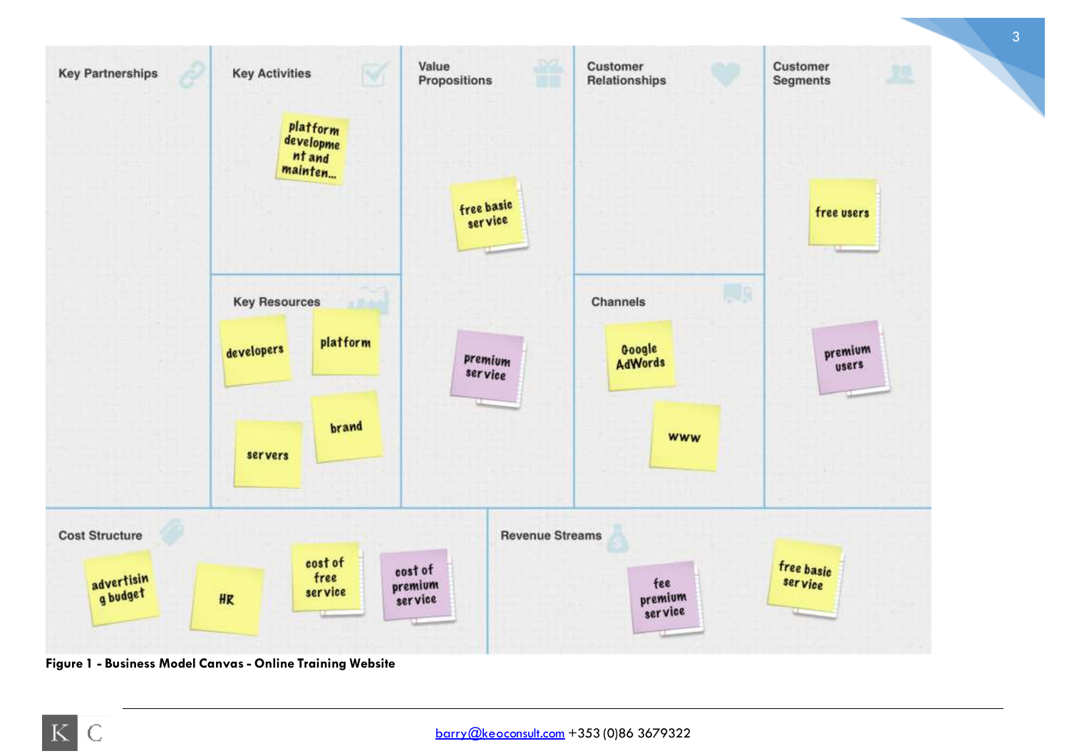**Key Partnerships**

**Key Activities**
- platform development and mainten...

**Key Resources**
- developers
- platform
- servers
- brand

**Value Propositions**
- free basic service
- premium service

**Customer Relationships**

**Channels**
- Google AdWords
- www

**Customer Segments**
- free users
- premium users

**Cost Structure**
- advertising budget
- HR
- cost of free service
- cost of premium service

**Revenue Streams**
- fee premium service
- free basic service

**Figure 1 - Business Model Canvas - Online Training Website**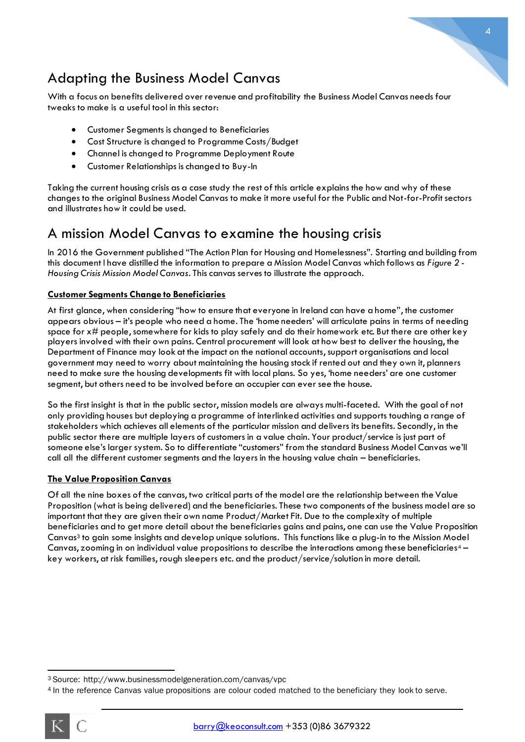## Adapting the Business Model Canvas

With a focus on benefits delivered over revenue and profitability the Business Model Canvas needs four tweaks to make is a useful tool in this sector:

- Customer Segments is changed to Beneficiaries
- Cost Structure is changed to Programme Costs/Budget
- Channel is changed to Programme Deployment Route
- Customer Relationships is changed to Buy-In

Taking the current housing crisis as a case study the rest of this article explains the how and why of these changes to the original Business Model Canvas to make it more useful for the Public and Not-for-Profit sectors and illustrates how it could be used.

## A mission Model Canvas to examine the housing crisis

In 2016 the Government published "The Action Plan for Housing and Homelessness". Starting and building from this document I have distilled the information to prepare a Mission Model Canvas which follows as *Figure 2 - Housing Crisis Mission Model Canvas*. This canvas serves to illustrate the approach.

### Customer Segments Change to Beneficiaries

At first glance, when considering "how to ensure that everyone in Ireland can have a home", the customer appears obvious – it's people who need a home. The 'home needers' will articulate pains in terms of needing space for x# people, somewhere for kids to play safely and do their homework etc. But there are other key players involved with their own pains. Central procurement will look at how best to deliver the housing, the Department of Finance may look at the impact on the national accounts, support organisations and local government may need to worry about maintaining the housing stock if rented out and they own it, planners need to make sure the housing developments fit with local plans. So yes, 'home needers' are one customer segment, but others need to be involved before an occupier can ever see the house.

So the first insight is that in the public sector, mission models are always multi-faceted. With the goal of not only providing houses but deploying a programme of interlinked activities and supports touching a range of stakeholders which achieves all elements of the particular mission and delivers its benefits. Secondly, in the public sector there are multiple layers of customers in a value chain. Your product/service is just part of someone else's larger system. So to differentiate "customers" from the standard Business Model Canvas we'll call all the different customer segments and the layers in the housing value chain – beneficiaries.

### The Value Proposition Canvas

Of all the nine boxes of the canvas, two critical parts of the model are the relationship between the Value Proposition (what is being delivered) and the beneficiaries. These two components of the business model are so important that they are given their own name Product/Market Fit. Due to the complexity of multiple beneficiaries and to get more detail about the beneficiaries gains and pains, one can use the Value Proposition Canvas[3] to gain some insights and develop unique solutions. This functions like a plug-in to the Mission Model Canvas, zooming in on individual value propositions to describe the interactions among these beneficiaries[4] – key workers, at risk families, rough sleepers etc. and the product/service/solution in more detail.

[3] Source: http://www.businessmodelgeneration.com/canvas/vpc

[4] In the reference Canvas value propositions are colour coded matched to the beneficiary they look to serve.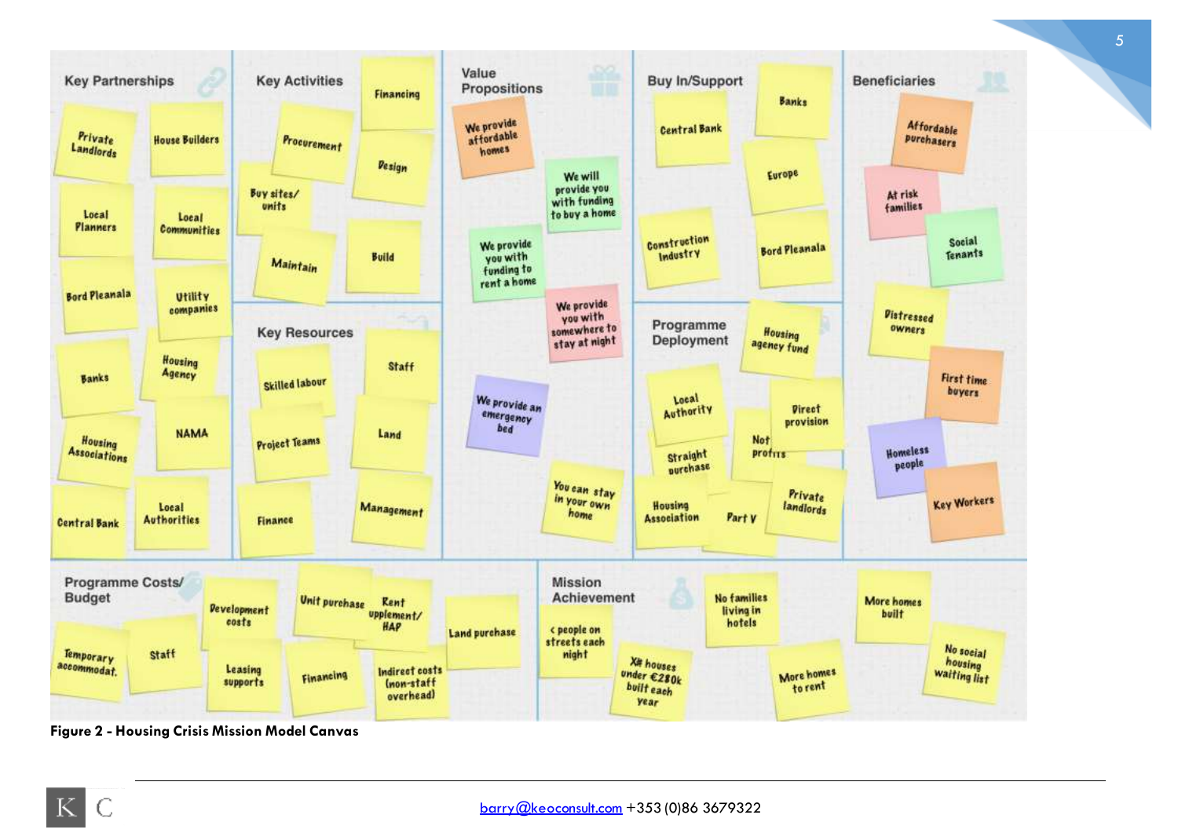## Key Partnerships

- Private Landlords
- House Builders
- Local Planners
- Local Communities
- Bord Pleanala
- Utility companies
- Banks
- Housing Agency
- Housing Associations
- NAMA
- Central Bank
- Local Authorities

## Key Activities

- Financing
- Procurement
- Design
- Buy sites/ units
- Maintain
- Build

## Key Resources

- Staff
- Skilled labour
- Project Teams
- Land
- Finance
- Management

## Value Propositions

- We provide affordable homes
- We will provide you with funding to buy a home
- We provide you with funding to rent a home
- We provide you with somewhere to stay at night
- We provide an emergency bed
- You can stay in your own home

## Buy In/Support

- Banks
- Central Bank
- Europe
- Construction Industry
- Bord Pleanala

## Programme Deployment

- Housing agency fund
- Local Authority
- Direct provision
- Straight purchase
- Not profits
- Housing Association
- Part V
- Private landlords

## Beneficiaries

- Affordable purchasers
- At risk families
- Social Tenants
- Distressed owners
- First time buyers
- Homeless people
- Key Workers

## Programme Costs/ Budget

- Temporary accommodat.
- Staff
- Development costs
- Leasing supports
- Unit purchase
- Financing
- Rent upplement/ HAP
- Indirect costs (non-staff overhead)
- Land purchase

## Mission Achievement

- < people on streets each night
- X# houses under €280k built each year
- No families living in hotels
- More homes to rent
- More homes built
- No social housing waiting list

**Figure 2 - Housing Crisis Mission Model Canvas**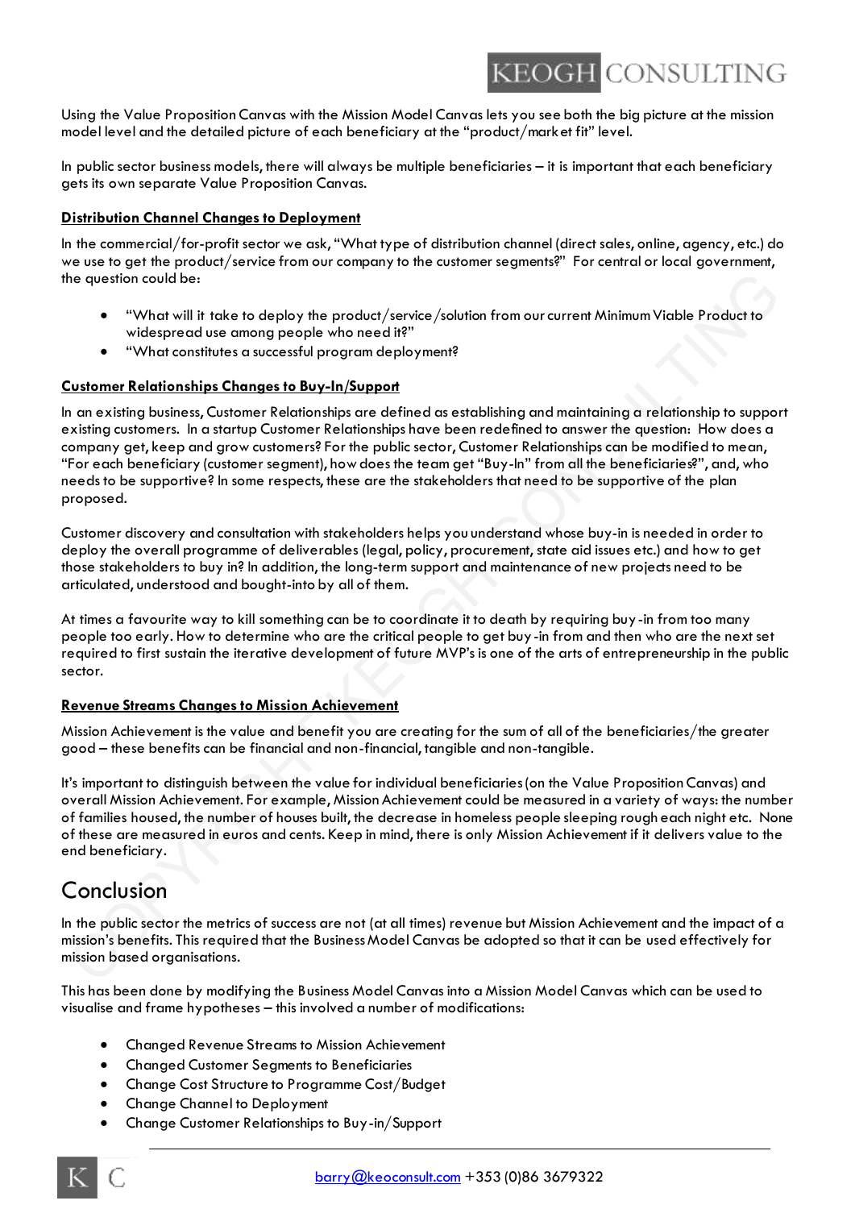Using the Value Proposition Canvas with the Mission Model Canvas lets you see both the big picture at the mission model level and the detailed picture of each beneficiary at the "product/market fit" level.

In public sector business models, there will always be multiple beneficiaries – it is important that each beneficiary gets its own separate Value Proposition Canvas.

**Distribution Channel Changes to Deployment**

In the commercial/for-profit sector we ask, "What type of distribution channel (direct sales, online, agency, etc.) do we use to get the product/service from our company to the customer segments?" For central or local government, the question could be:

- "What will it take to deploy the product/service/solution from our current Minimum Viable Product to widespread use among people who need it?"
- "What constitutes a successful program deployment?

**Customer Relationships Changes to Buy-In/Support**

In an existing business, Customer Relationships are defined as establishing and maintaining a relationship to support existing customers. In a startup Customer Relationships have been redefined to answer the question: How does a company get, keep and grow customers? For the public sector, Customer Relationships can be modified to mean, "For each beneficiary (customer segment), how does the team get "Buy-In" from all the beneficiaries?", and, who needs to be supportive? In some respects, these are the stakeholders that need to be supportive of the plan proposed.

Customer discovery and consultation with stakeholders helps you understand whose buy-in is needed in order to deploy the overall programme of deliverables (legal, policy, procurement, state aid issues etc.) and how to get those stakeholders to buy in? In addition, the long-term support and maintenance of new projects need to be articulated, understood and bought-into by all of them.

At times a favourite way to kill something can be to coordinate it to death by requiring buy-in from too many people too early. How to determine who are the critical people to get buy-in from and then who are the next set required to first sustain the iterative development of future MVP's is one of the arts of entrepreneurship in the public sector.

**Revenue Streams Changes to Mission Achievement**

Mission Achievement is the value and benefit you are creating for the sum of all of the beneficiaries/the greater good – these benefits can be financial and non-financial, tangible and non-tangible.

It's important to distinguish between the value for individual beneficiaries (on the Value Proposition Canvas) and overall Mission Achievement. For example, Mission Achievement could be measured in a variety of ways: the number of families housed, the number of houses built, the decrease in homeless people sleeping rough each night etc. None of these are measured in euros and cents. Keep in mind, there is only Mission Achievement if it delivers value to the end beneficiary.

## Conclusion

In the public sector the metrics of success are not (at all times) revenue but Mission Achievement and the impact of a mission's benefits. This required that the Business Model Canvas be adopted so that it can be used effectively for mission based organisations.

This has been done by modifying the Business Model Canvas into a Mission Model Canvas which can be used to visualise and frame hypotheses – this involved a number of modifications:

- Changed Revenue Streams to Mission Achievement
- Changed Customer Segments to Beneficiaries
- Change Cost Structure to Programme Cost/Budget
- Change Channel to Deployment
- Change Customer Relationships to Buy-in/Support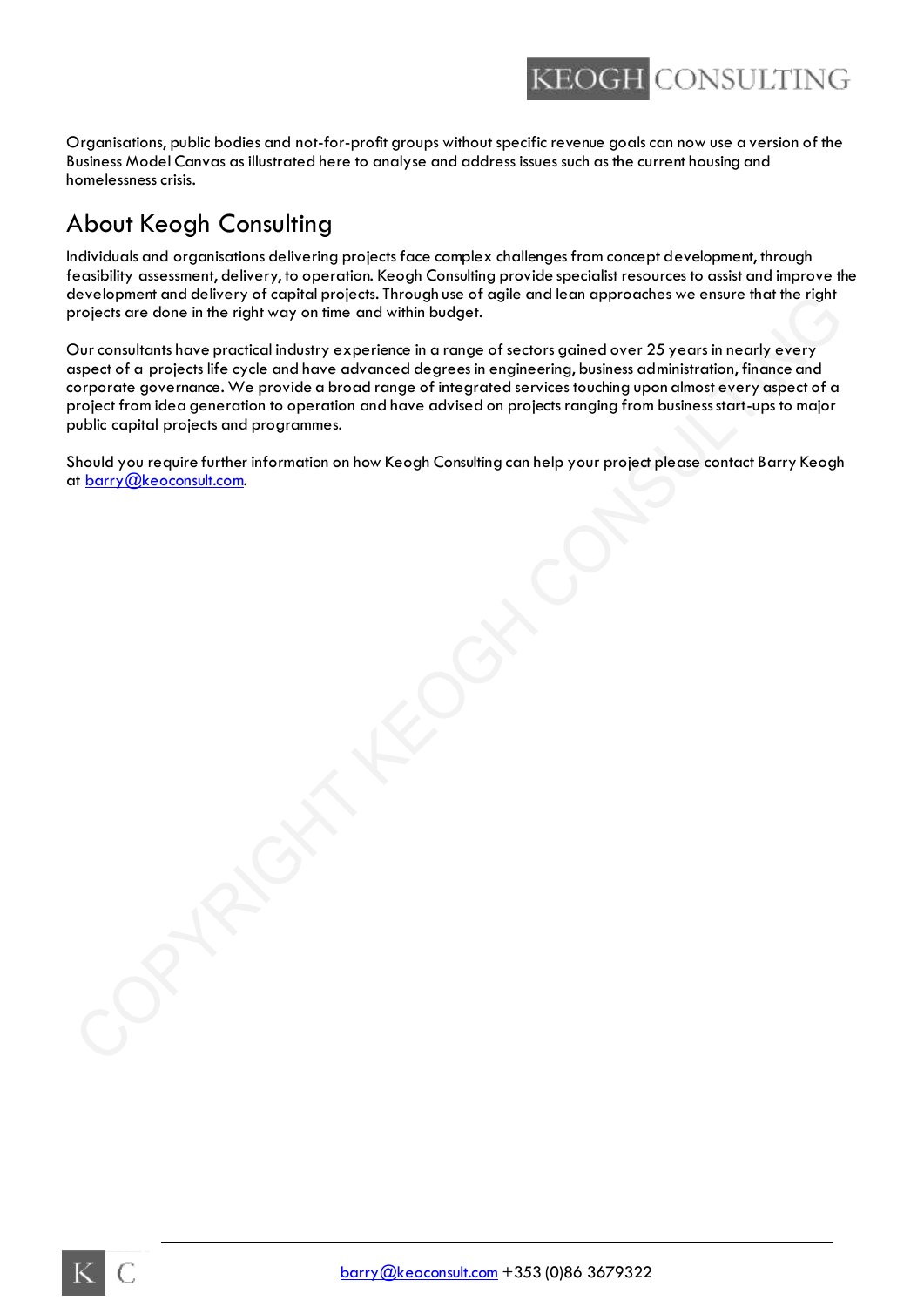Organisations, public bodies and not-for-profit groups without specific revenue goals can now use a version of the Business Model Canvas as illustrated here to analyse and address issues such as the current housing and homelessness crisis.

## About Keogh Consulting

Individuals and organisations delivering projects face complex challenges from concept development, through feasibility assessment, delivery, to operation. Keogh Consulting provide specialist resources to assist and improve the development and delivery of capital projects. Through use of agile and lean approaches we ensure that the right projects are done in the right way on time and within budget.

Our consultants have practical industry experience in a range of sectors gained over 25 years in nearly every aspect of a projects life cycle and have advanced degrees in engineering, business administration, finance and corporate governance. We provide a broad range of integrated services touching upon almost every aspect of a project from idea generation to operation and have advised on projects ranging from business start-ups to major public capital projects and programmes.

Should you require further information on how Keogh Consulting can help your project please contact Barry Keogh at barry@keoconsult.com.